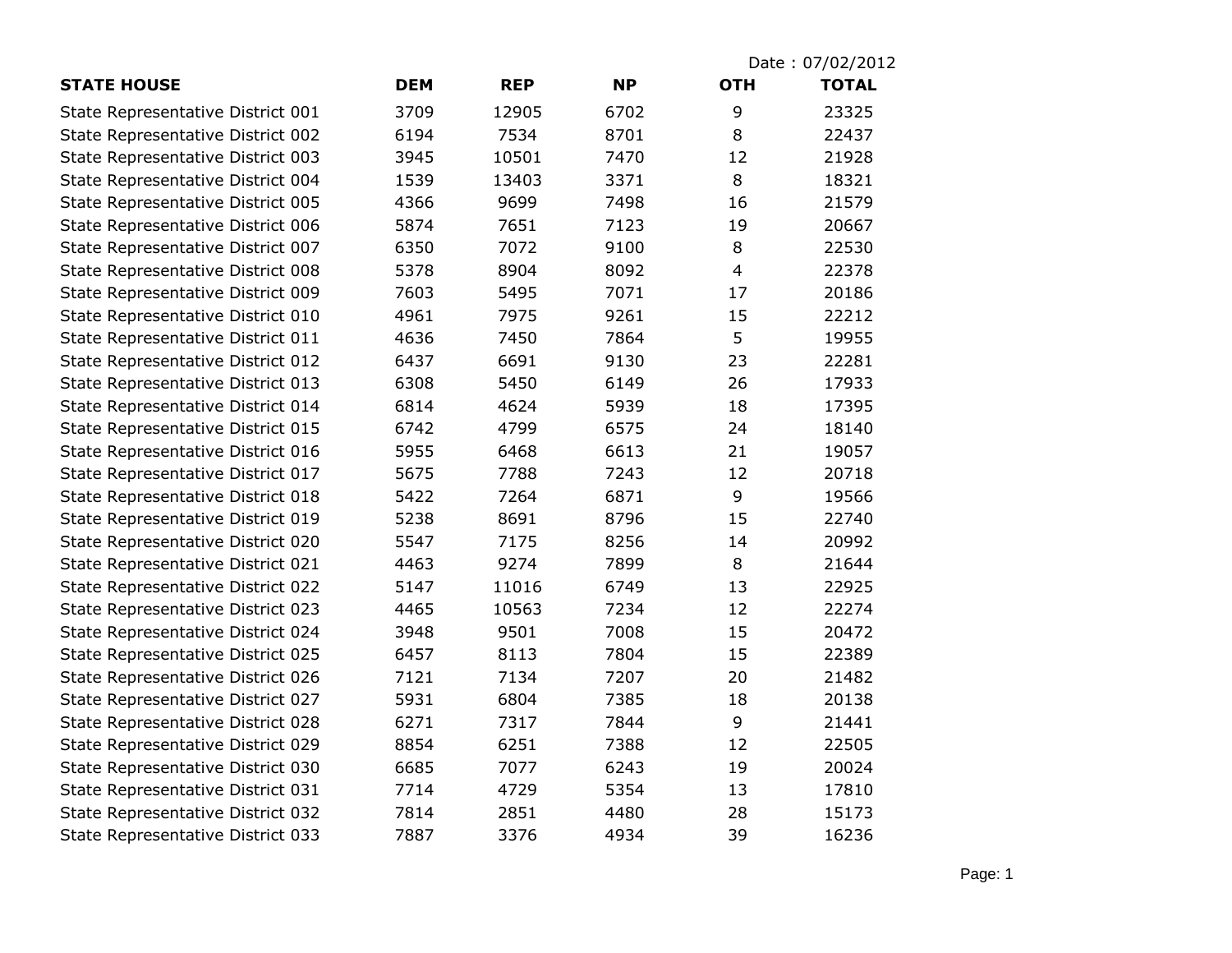Date : 07/02/2012

| STATE HOUSE | DEM | REP | NP | OTH | TOTAL |
|---|---|---|---|---|---|
| State Representative District 001 | 3709 | 12905 | 6702 | 9 | 23325 |
| State Representative District 002 | 6194 | 7534 | 8701 | 8 | 22437 |
| State Representative District 003 | 3945 | 10501 | 7470 | 12 | 21928 |
| State Representative District 004 | 1539 | 13403 | 3371 | 8 | 18321 |
| State Representative District 005 | 4366 | 9699 | 7498 | 16 | 21579 |
| State Representative District 006 | 5874 | 7651 | 7123 | 19 | 20667 |
| State Representative District 007 | 6350 | 7072 | 9100 | 8 | 22530 |
| State Representative District 008 | 5378 | 8904 | 8092 | 4 | 22378 |
| State Representative District 009 | 7603 | 5495 | 7071 | 17 | 20186 |
| State Representative District 010 | 4961 | 7975 | 9261 | 15 | 22212 |
| State Representative District 011 | 4636 | 7450 | 7864 | 5 | 19955 |
| State Representative District 012 | 6437 | 6691 | 9130 | 23 | 22281 |
| State Representative District 013 | 6308 | 5450 | 6149 | 26 | 17933 |
| State Representative District 014 | 6814 | 4624 | 5939 | 18 | 17395 |
| State Representative District 015 | 6742 | 4799 | 6575 | 24 | 18140 |
| State Representative District 016 | 5955 | 6468 | 6613 | 21 | 19057 |
| State Representative District 017 | 5675 | 7788 | 7243 | 12 | 20718 |
| State Representative District 018 | 5422 | 7264 | 6871 | 9 | 19566 |
| State Representative District 019 | 5238 | 8691 | 8796 | 15 | 22740 |
| State Representative District 020 | 5547 | 7175 | 8256 | 14 | 20992 |
| State Representative District 021 | 4463 | 9274 | 7899 | 8 | 21644 |
| State Representative District 022 | 5147 | 11016 | 6749 | 13 | 22925 |
| State Representative District 023 | 4465 | 10563 | 7234 | 12 | 22274 |
| State Representative District 024 | 3948 | 9501 | 7008 | 15 | 20472 |
| State Representative District 025 | 6457 | 8113 | 7804 | 15 | 22389 |
| State Representative District 026 | 7121 | 7134 | 7207 | 20 | 21482 |
| State Representative District 027 | 5931 | 6804 | 7385 | 18 | 20138 |
| State Representative District 028 | 6271 | 7317 | 7844 | 9 | 21441 |
| State Representative District 029 | 8854 | 6251 | 7388 | 12 | 22505 |
| State Representative District 030 | 6685 | 7077 | 6243 | 19 | 20024 |
| State Representative District 031 | 7714 | 4729 | 5354 | 13 | 17810 |
| State Representative District 032 | 7814 | 2851 | 4480 | 28 | 15173 |
| State Representative District 033 | 7887 | 3376 | 4934 | 39 | 16236 |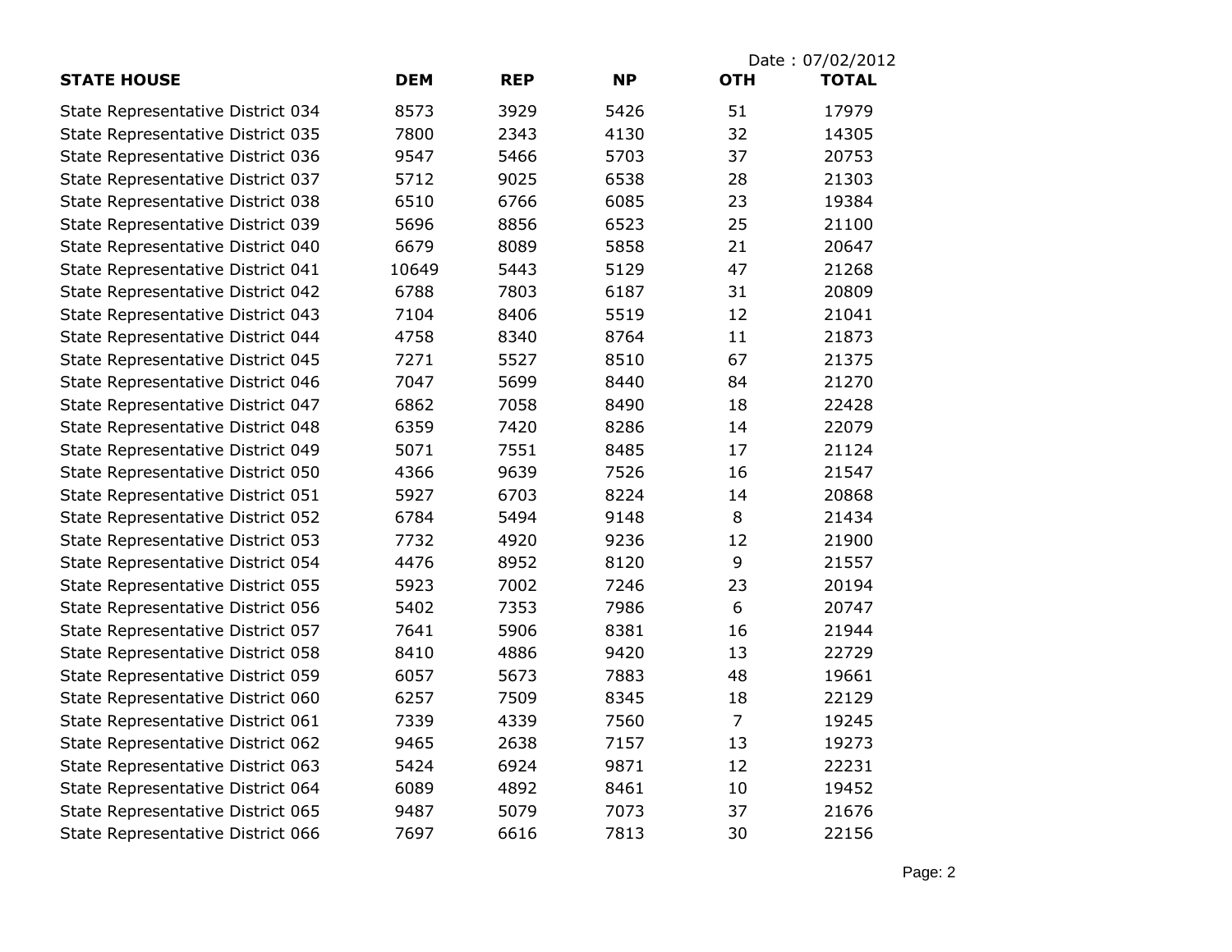Date : 07/02/2012

| STATE HOUSE | DEM | REP | NP | OTH | TOTAL |
| --- | --- | --- | --- | --- | --- |
| State Representative District 034 | 8573 | 3929 | 5426 | 51 | 17979 |
| State Representative District 035 | 7800 | 2343 | 4130 | 32 | 14305 |
| State Representative District 036 | 9547 | 5466 | 5703 | 37 | 20753 |
| State Representative District 037 | 5712 | 9025 | 6538 | 28 | 21303 |
| State Representative District 038 | 6510 | 6766 | 6085 | 23 | 19384 |
| State Representative District 039 | 5696 | 8856 | 6523 | 25 | 21100 |
| State Representative District 040 | 6679 | 8089 | 5858 | 21 | 20647 |
| State Representative District 041 | 10649 | 5443 | 5129 | 47 | 21268 |
| State Representative District 042 | 6788 | 7803 | 6187 | 31 | 20809 |
| State Representative District 043 | 7104 | 8406 | 5519 | 12 | 21041 |
| State Representative District 044 | 4758 | 8340 | 8764 | 11 | 21873 |
| State Representative District 045 | 7271 | 5527 | 8510 | 67 | 21375 |
| State Representative District 046 | 7047 | 5699 | 8440 | 84 | 21270 |
| State Representative District 047 | 6862 | 7058 | 8490 | 18 | 22428 |
| State Representative District 048 | 6359 | 7420 | 8286 | 14 | 22079 |
| State Representative District 049 | 5071 | 7551 | 8485 | 17 | 21124 |
| State Representative District 050 | 4366 | 9639 | 7526 | 16 | 21547 |
| State Representative District 051 | 5927 | 6703 | 8224 | 14 | 20868 |
| State Representative District 052 | 6784 | 5494 | 9148 | 8 | 21434 |
| State Representative District 053 | 7732 | 4920 | 9236 | 12 | 21900 |
| State Representative District 054 | 4476 | 8952 | 8120 | 9 | 21557 |
| State Representative District 055 | 5923 | 7002 | 7246 | 23 | 20194 |
| State Representative District 056 | 5402 | 7353 | 7986 | 6 | 20747 |
| State Representative District 057 | 7641 | 5906 | 8381 | 16 | 21944 |
| State Representative District 058 | 8410 | 4886 | 9420 | 13 | 22729 |
| State Representative District 059 | 6057 | 5673 | 7883 | 48 | 19661 |
| State Representative District 060 | 6257 | 7509 | 8345 | 18 | 22129 |
| State Representative District 061 | 7339 | 4339 | 7560 | 7 | 19245 |
| State Representative District 062 | 9465 | 2638 | 7157 | 13 | 19273 |
| State Representative District 063 | 5424 | 6924 | 9871 | 12 | 22231 |
| State Representative District 064 | 6089 | 4892 | 8461 | 10 | 19452 |
| State Representative District 065 | 9487 | 5079 | 7073 | 37 | 21676 |
| State Representative District 066 | 7697 | 6616 | 7813 | 30 | 22156 |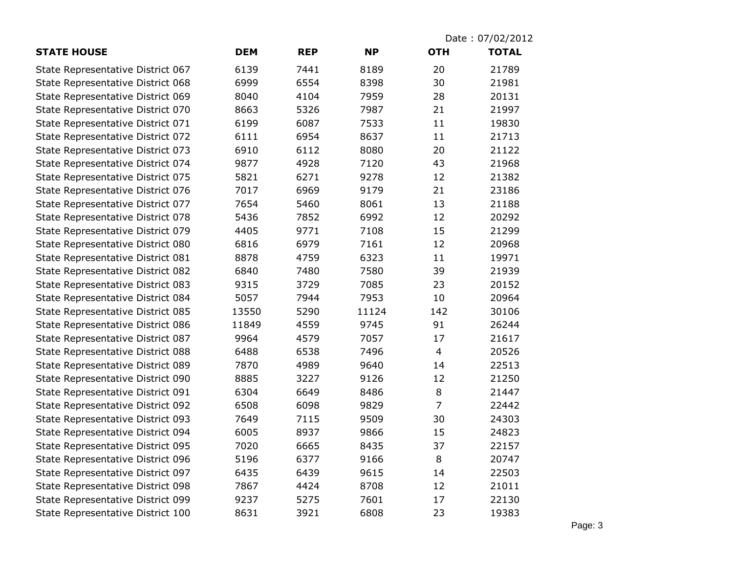Date : 07/02/2012

| STATE HOUSE | DEM | REP | NP | OTH | TOTAL |
|---|---|---|---|---|---|
| State Representative District 067 | 6139 | 7441 | 8189 | 20 | 21789 |
| State Representative District 068 | 6999 | 6554 | 8398 | 30 | 21981 |
| State Representative District 069 | 8040 | 4104 | 7959 | 28 | 20131 |
| State Representative District 070 | 8663 | 5326 | 7987 | 21 | 21997 |
| State Representative District 071 | 6199 | 6087 | 7533 | 11 | 19830 |
| State Representative District 072 | 6111 | 6954 | 8637 | 11 | 21713 |
| State Representative District 073 | 6910 | 6112 | 8080 | 20 | 21122 |
| State Representative District 074 | 9877 | 4928 | 7120 | 43 | 21968 |
| State Representative District 075 | 5821 | 6271 | 9278 | 12 | 21382 |
| State Representative District 076 | 7017 | 6969 | 9179 | 21 | 23186 |
| State Representative District 077 | 7654 | 5460 | 8061 | 13 | 21188 |
| State Representative District 078 | 5436 | 7852 | 6992 | 12 | 20292 |
| State Representative District 079 | 4405 | 9771 | 7108 | 15 | 21299 |
| State Representative District 080 | 6816 | 6979 | 7161 | 12 | 20968 |
| State Representative District 081 | 8878 | 4759 | 6323 | 11 | 19971 |
| State Representative District 082 | 6840 | 7480 | 7580 | 39 | 21939 |
| State Representative District 083 | 9315 | 3729 | 7085 | 23 | 20152 |
| State Representative District 084 | 5057 | 7944 | 7953 | 10 | 20964 |
| State Representative District 085 | 13550 | 5290 | 11124 | 142 | 30106 |
| State Representative District 086 | 11849 | 4559 | 9745 | 91 | 26244 |
| State Representative District 087 | 9964 | 4579 | 7057 | 17 | 21617 |
| State Representative District 088 | 6488 | 6538 | 7496 | 4 | 20526 |
| State Representative District 089 | 7870 | 4989 | 9640 | 14 | 22513 |
| State Representative District 090 | 8885 | 3227 | 9126 | 12 | 21250 |
| State Representative District 091 | 6304 | 6649 | 8486 | 8 | 21447 |
| State Representative District 092 | 6508 | 6098 | 9829 | 7 | 22442 |
| State Representative District 093 | 7649 | 7115 | 9509 | 30 | 24303 |
| State Representative District 094 | 6005 | 8937 | 9866 | 15 | 24823 |
| State Representative District 095 | 7020 | 6665 | 8435 | 37 | 22157 |
| State Representative District 096 | 5196 | 6377 | 9166 | 8 | 20747 |
| State Representative District 097 | 6435 | 6439 | 9615 | 14 | 22503 |
| State Representative District 098 | 7867 | 4424 | 8708 | 12 | 21011 |
| State Representative District 099 | 9237 | 5275 | 7601 | 17 | 22130 |
| State Representative District 100 | 8631 | 3921 | 6808 | 23 | 19383 |